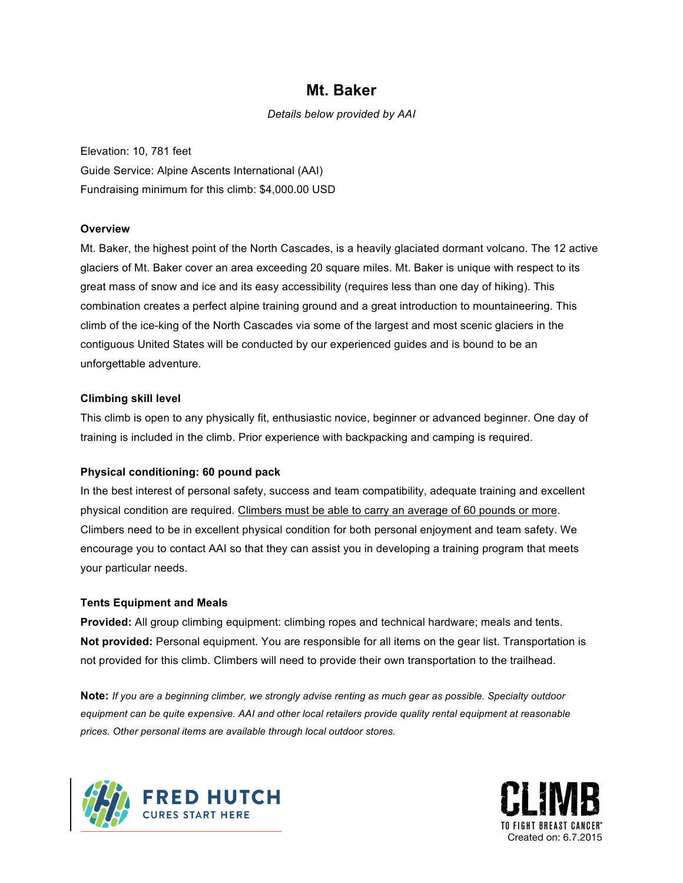# Mt. Baker

*Details below provided by AAI*

Elevation: 10, 781 feet
Guide Service: Alpine Ascents International (AAI)
Fundraising minimum for this climb: $4,000.00 USD

**Overview**

Mt. Baker, the highest point of the North Cascades, is a heavily glaciated dormant volcano. The 12 active glaciers of Mt. Baker cover an area exceeding 20 square miles. Mt. Baker is unique with respect to its great mass of snow and ice and its easy accessibility (requires less than one day of hiking). This combination creates a perfect alpine training ground and a great introduction to mountaineering. This climb of the ice-king of the North Cascades via some of the largest and most scenic glaciers in the contiguous United States will be conducted by our experienced guides and is bound to be an unforgettable adventure.

**Climbing skill level**

This climb is open to any physically fit, enthusiastic novice, beginner or advanced beginner. One day of training is included in the climb. Prior experience with backpacking and camping is required.

**Physical conditioning: 60 pound pack**

In the best interest of personal safety, success and team compatibility, adequate training and excellent physical condition are required. Climbers must be able to carry an average of 60 pounds or more. Climbers need to be in excellent physical condition for both personal enjoyment and team safety. We encourage you to contact AAI so that they can assist you in developing a training program that meets your particular needs.

**Tents Equipment and Meals**

**Provided:** All group climbing equipment: climbing ropes and technical hardware; meals and tents.
**Not provided:** Personal equipment. You are responsible for all items on the gear list. Transportation is not provided for this climb. Climbers will need to provide their own transportation to the trailhead.

**Note:** *If you are a beginning climber, we strongly advise renting as much gear as possible. Specialty outdoor equipment can be quite expensive. AAI and other local retailers provide quality rental equipment at reasonable prices. Other personal items are available through local outdoor stores.*

FRED HUTCH
CURES START HERE

CLIMB
TO FIGHT BREAST CANCER®
Created on: 6.7.2015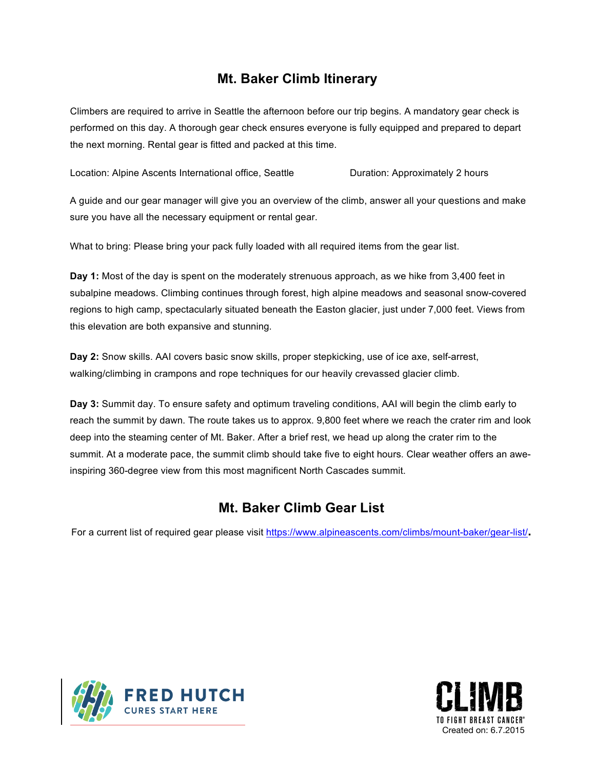## Mt. Baker Climb Itinerary

Climbers are required to arrive in Seattle the afternoon before our trip begins. A mandatory gear check is performed on this day. A thorough gear check ensures everyone is fully equipped and prepared to depart the next morning. Rental gear is fitted and packed at this time.

Location: Alpine Ascents International office, Seattle    Duration: Approximately 2 hours

A guide and our gear manager will give you an overview of the climb, answer all your questions and make sure you have all the necessary equipment or rental gear.

What to bring: Please bring your pack fully loaded with all required items from the gear list.

**Day 1:** Most of the day is spent on the moderately strenuous approach, as we hike from 3,400 feet in subalpine meadows. Climbing continues through forest, high alpine meadows and seasonal snow-covered regions to high camp, spectacularly situated beneath the Easton glacier, just under 7,000 feet. Views from this elevation are both expansive and stunning.

**Day 2:** Snow skills. AAI covers basic snow skills, proper stepkicking, use of ice axe, self-arrest, walking/climbing in crampons and rope techniques for our heavily crevassed glacier climb.

**Day 3:** Summit day. To ensure safety and optimum traveling conditions, AAI will begin the climb early to reach the summit by dawn. The route takes us to approx. 9,800 feet where we reach the crater rim and look deep into the steaming center of Mt. Baker. After a brief rest, we head up along the crater rim to the summit. At a moderate pace, the summit climb should take five to eight hours. Clear weather offers an awe-inspiring 360-degree view from this most magnificent North Cascades summit.

## Mt. Baker Climb Gear List

For a current list of required gear please visit https://www.alpineascents.com/climbs/mount-baker/gear-list/.

FRED HUTCH
CURES START HERE

CLIMB
TO FIGHT BREAST CANCER®
Created on: 6.7.2015